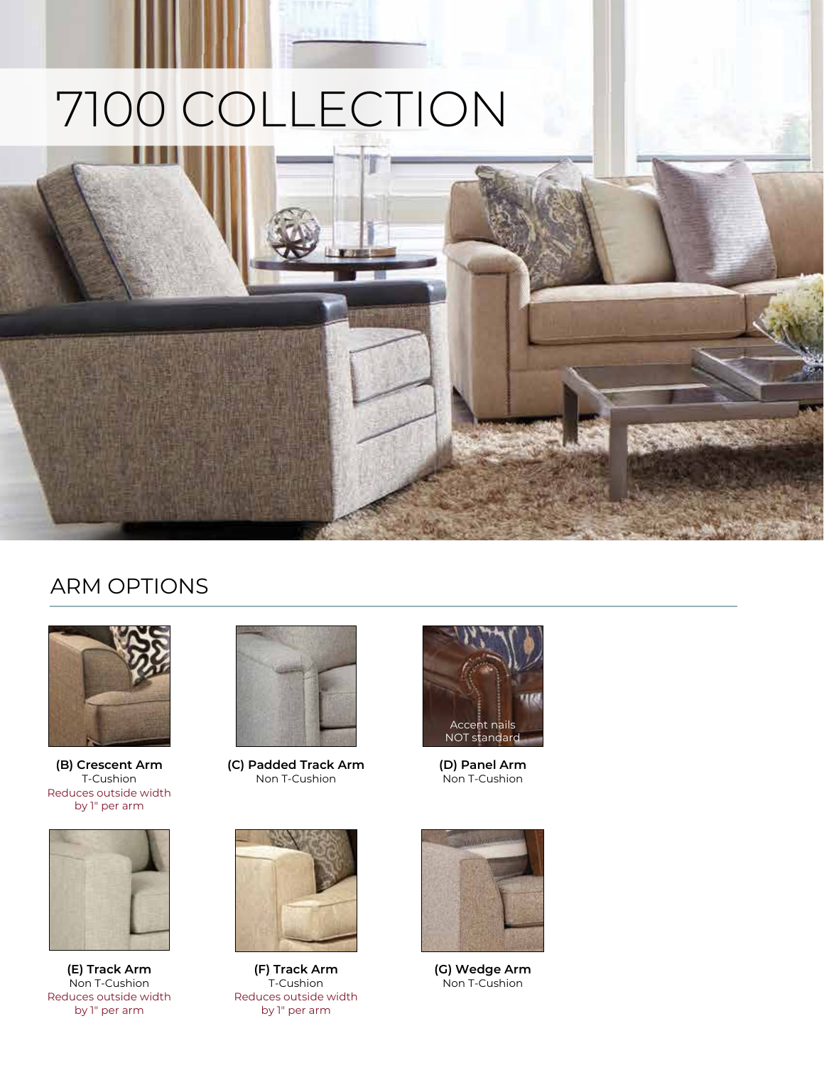# 7100 COLLECTION

## ARM OPTIONS

Accent nails NOT standard

**(B) Crescent Arm**
T-Cushion
Reduces outside width by 1" per arm

**(C) Padded Track Arm**
Non T-Cushion

**(D) Panel Arm**
Non T-Cushion

**(E) Track Arm**
Non T-Cushion
Reduces outside width by 1" per arm

**(F) Track Arm**
T-Cushion
Reduces outside width by 1" per arm

**(G) Wedge Arm**
Non T-Cushion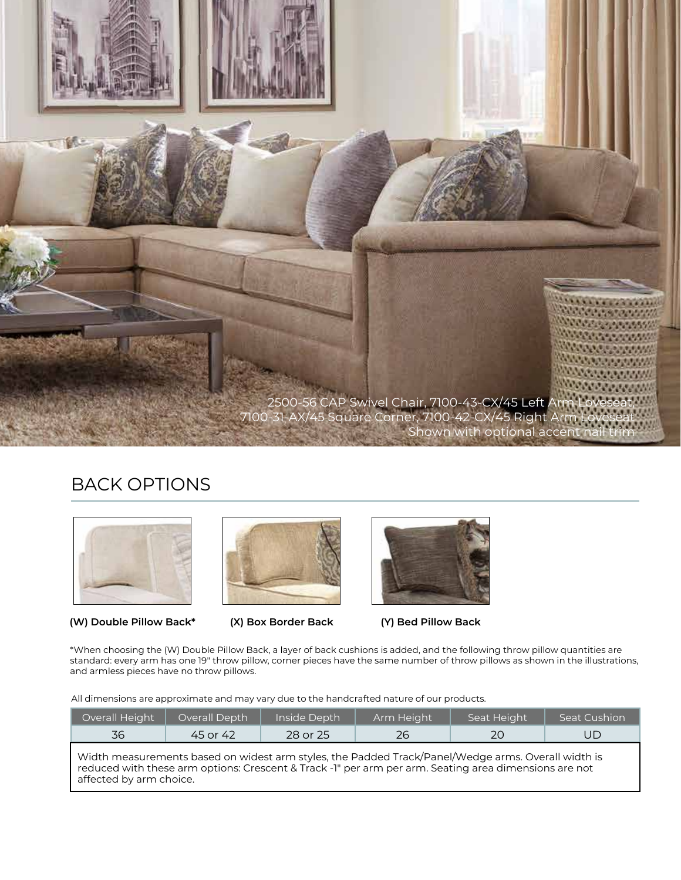2500-56 CAP Swivel Chair, 7100-43-CX/45 Left Arm Loveseat, 7100-31-AX/45 Square Corner, 7100-42-CX/45 Right Arm Loveseat
Shown with optional accent nail trim

## BACK OPTIONS

**(W) Double Pillow Back***

**(X) Box Border Back**

**(Y) Bed Pillow Back**

*When choosing the (W) Double Pillow Back, a layer of back cushions is added, and the following throw pillow quantities are standard: every arm has one 19" throw pillow, corner pieces have the same number of throw pillows as shown in the illustrations, and armless pieces have no throw pillows.

All dimensions are approximate and may vary due to the handcrafted nature of our products.

| Overall Height | Overall Depth | Inside Depth | Arm Height | Seat Height | Seat Cushion |
|---|---|---|---|---|---|
| 36 | 45 or 42 | 28 or 25 | 26 | 20 | UD |

Width measurements based on widest arm styles, the Padded Track/Panel/Wedge arms. Overall width is reduced with these arm options: Crescent & Track -1" per arm per arm. Seating area dimensions are not affected by arm choice.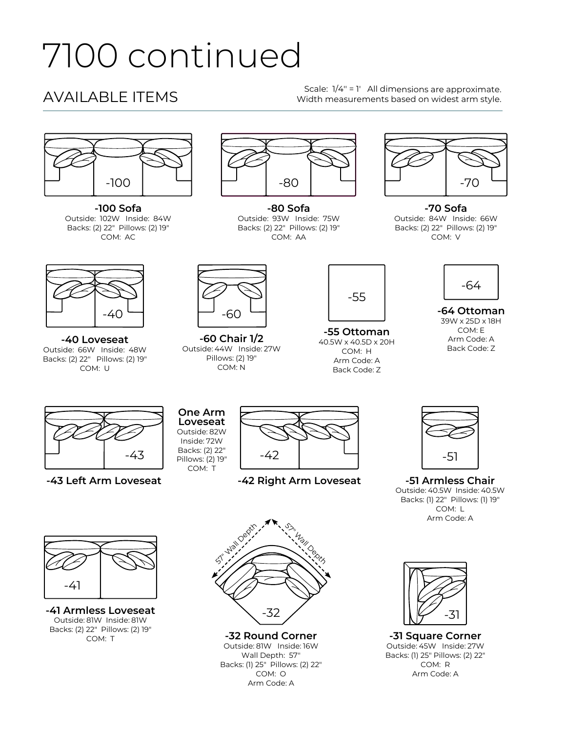# 7100 continued

## AVAILABLE ITEMS

Scale: 1/4" = 1' All dimensions are approximate.
Width measurements based on widest arm style.

-100

**-100 Sofa**
Outside: 102W Inside: 84W
Backs: (2) 22" Pillows: (2) 19"
COM: AC

-80

**-80 Sofa**
Outside: 93W Inside: 75W
Backs: (2) 22" Pillows: (2) 19"
COM: AA

-70

**-70 Sofa**
Outside: 84W Inside: 66W
Backs: (2) 22" Pillows: (2) 19"
COM: V

-40

**-40 Loveseat**
Outside: 66W Inside: 48W
Backs: (2) 22" Pillows: (2) 19"
COM: U

-60

**-60 Chair 1/2**
Outside: 44W Inside: 27W
Pillows: (2) 19"
COM: N

-55

**-55 Ottoman**
40.5W x 40.5D x 20H
COM: H
Arm Code: A
Back Code: Z

-64

**-64 Ottoman**
39W x 25D x 18H
COM: E
Arm Code: A
Back Code: Z

-43

**-43 Left Arm Loveseat**

**One Arm Loveseat**
Outside: 82W
Inside: 72W
Backs: (2) 22"
Pillows: (2) 19"
COM: T

-42

**-42 Right Arm Loveseat**

-51

**-51 Armless Chair**
Outside: 40.5W Inside: 40.5W
Backs: (1) 22" Pillows: (1) 19"
COM: L
Arm Code: A

-41

**-41 Armless Loveseat**
Outside: 81W Inside: 81W
Backs: (2) 22" Pillows: (2) 19"
COM: T

57" Wall Depth
57" Wall Depth
-32

**-32 Round Corner**
Outside: 81W Inside: 16W
Wall Depth: 57"
Backs: (1) 25" Pillows: (2) 22"
COM: O
Arm Code: A

-31

**-31 Square Corner**
Outside: 45W Inside: 27W
Backs: (1) 25" Pillows: (2) 22"
COM: R
Arm Code: A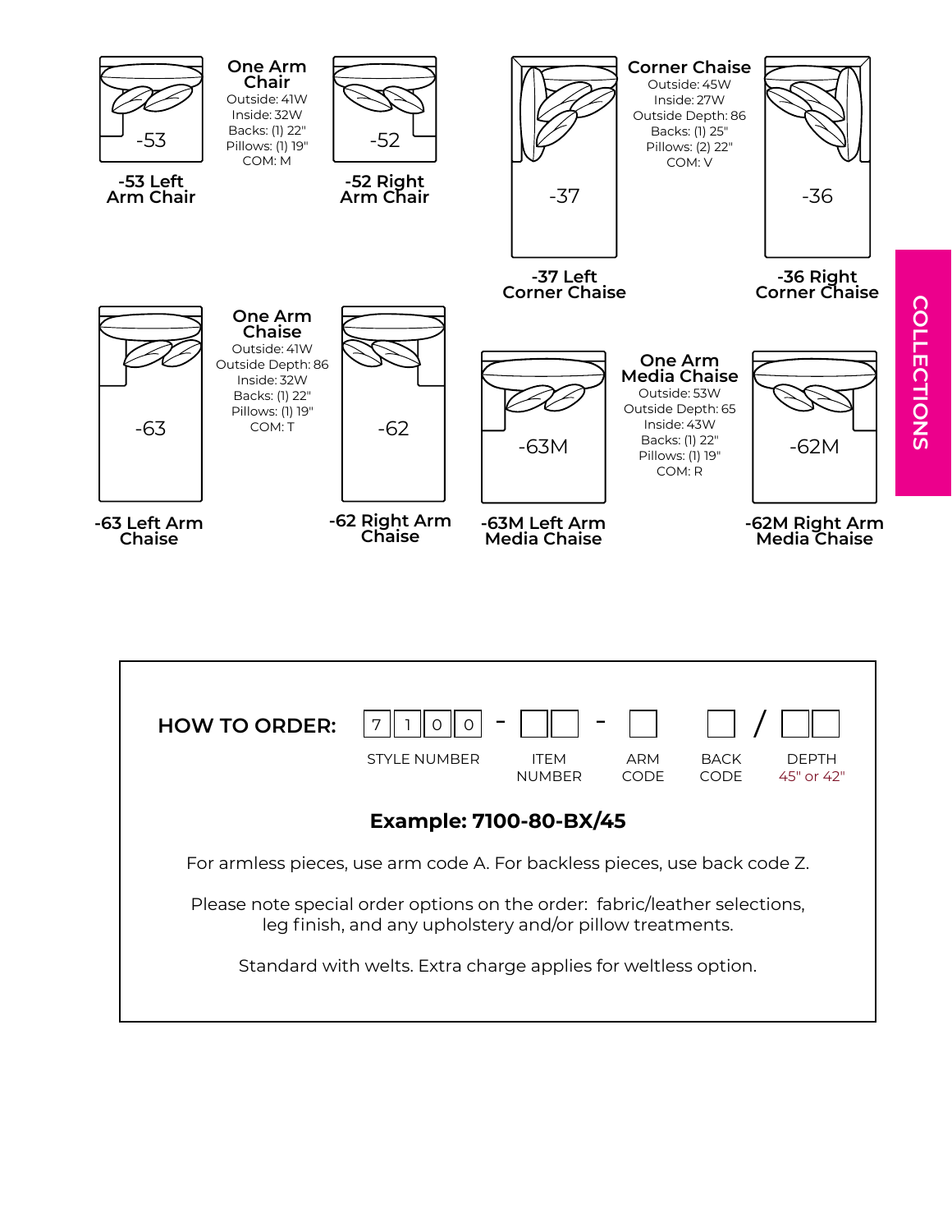-53

**One Arm Chair**
Outside: 41W
Inside: 32W
Backs: (1) 22"
Pillows: (1) 19"
COM: M

-52

**-53 Left Arm Chair**

**-52 Right Arm Chair**

-37

**Corner Chaise**
Outside: 45W
Inside: 27W
Outside Depth: 86
Backs: (1) 25"
Pillows: (2) 22"
COM: V

-36

**-37 Left Corner Chaise**

**-36 Right Corner Chaise**

-63

**One Arm Chaise**
Outside: 41W
Outside Depth: 86
Inside: 32W
Backs: (1) 22"
Pillows: (1) 19"
COM: T

-62

**-63 Left Arm Chaise**

**-62 Right Arm Chaise**

-63M

**One Arm Media Chaise**
Outside: 53W
Outside Depth: 65
Inside: 43W
Backs: (1) 22"
Pillows: (1) 19"
COM: R

-62M

**-63M Left Arm Media Chaise**

**-62M Right Arm Media Chaise**

COLLECTIONS

**HOW TO ORDER:** 7100 - ☐☐ - ☐ ☐ / ☐☐

| STYLE NUMBER | ITEM NUMBER | ARM CODE | BACK CODE | DEPTH 45" or 42" |
|---|---|---|---|---|
| 7 1 0 0 | | | | |

**Example: 7100-80-BX/45**

For armless pieces, use arm code A. For backless pieces, use back code Z.

Please note special order options on the order: fabric/leather selections, leg finish, and any upholstery and/or pillow treatments.

Standard with welts. Extra charge applies for weltless option.